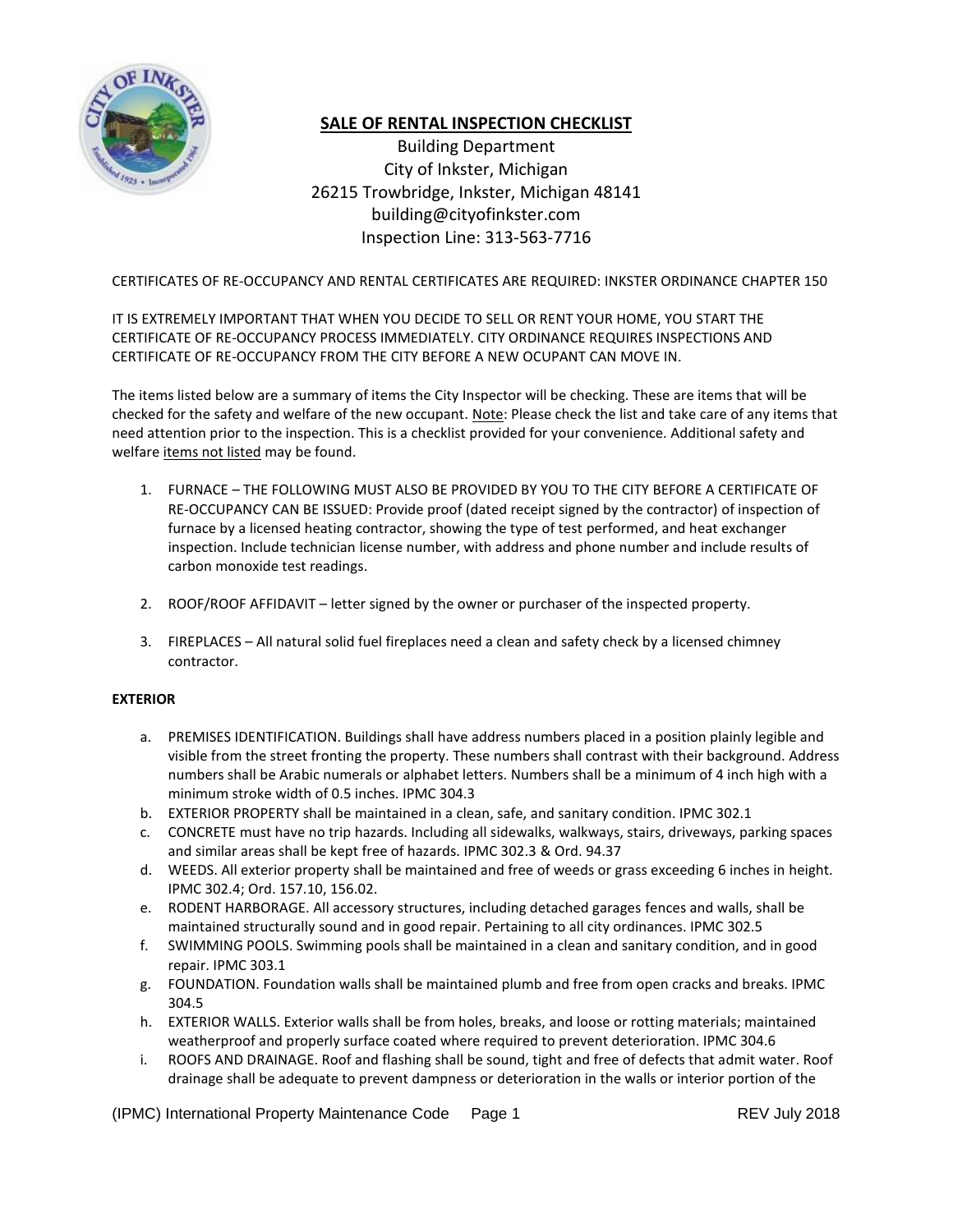# SALE OF RENTAL INSPECTION CHECKLIST

Building Department
City of Inkster, Michigan
26215 Trowbridge, Inkster, Michigan 48141
building@cityofinkster.com
Inspection Line: 313-563-7716

CERTIFICATES OF RE-OCCUPANCY AND RENTAL CERTIFICATES ARE REQUIRED: INKSTER ORDINANCE CHAPTER 150

IT IS EXTREMELY IMPORTANT THAT WHEN YOU DECIDE TO SELL OR RENT YOUR HOME, YOU START THE CERTIFICATE OF RE-OCCUPANCY PROCESS IMMEDIATELY. CITY ORDINANCE REQUIRES INSPECTIONS AND CERTIFICATE OF RE-OCCUPANCY FROM THE CITY BEFORE A NEW OCUPANT CAN MOVE IN.

The items listed below are a summary of items the City Inspector will be checking. These are items that will be checked for the safety and welfare of the new occupant. <u>Note</u>: Please check the list and take care of any items that need attention prior to the inspection. This is a checklist provided for your convenience. Additional safety and welfare <u>items not listed</u> may be found.

1. FURNACE – THE FOLLOWING MUST ALSO BE PROVIDED BY YOU TO THE CITY BEFORE A CERTIFICATE OF RE-OCCUPANCY CAN BE ISSUED: Provide proof (dated receipt signed by the contractor) of inspection of furnace by a licensed heating contractor, showing the type of test performed, and heat exchanger inspection. Include technician license number, with address and phone number and include results of carbon monoxide test readings.

2. ROOF/ROOF AFFIDAVIT – letter signed by the owner or purchaser of the inspected property.

3. FIREPLACES – All natural solid fuel fireplaces need a clean and safety check by a licensed chimney contractor.

**EXTERIOR**

a. PREMISES IDENTIFICATION. Buildings shall have address numbers placed in a position plainly legible and visible from the street fronting the property. These numbers shall contrast with their background. Address numbers shall be Arabic numerals or alphabet letters. Numbers shall be a minimum of 4 inch high with a minimum stroke width of 0.5 inches. IPMC 304.3
b. EXTERIOR PROPERTY shall be maintained in a clean, safe, and sanitary condition. IPMC 302.1
c. CONCRETE must have no trip hazards. Including all sidewalks, walkways, stairs, driveways, parking spaces and similar areas shall be kept free of hazards. IPMC 302.3 & Ord. 94.37
d. WEEDS. All exterior property shall be maintained and free of weeds or grass exceeding 6 inches in height. IPMC 302.4; Ord. 157.10, 156.02.
e. RODENT HARBORAGE. All accessory structures, including detached garages fences and walls, shall be maintained structurally sound and in good repair. Pertaining to all city ordinances. IPMC 302.5
f. SWIMMING POOLS. Swimming pools shall be maintained in a clean and sanitary condition, and in good repair. IPMC 303.1
g. FOUNDATION. Foundation walls shall be maintained plumb and free from open cracks and breaks. IPMC 304.5
h. EXTERIOR WALLS. Exterior walls shall be from holes, breaks, and loose or rotting materials; maintained weatherproof and properly surface coated where required to prevent deterioration. IPMC 304.6
i. ROOFS AND DRAINAGE. Roof and flashing shall be sound, tight and free of defects that admit water. Roof drainage shall be adequate to prevent dampness or deterioration in the walls or interior portion of the

(IPMC) International Property Maintenance Code REV July 2018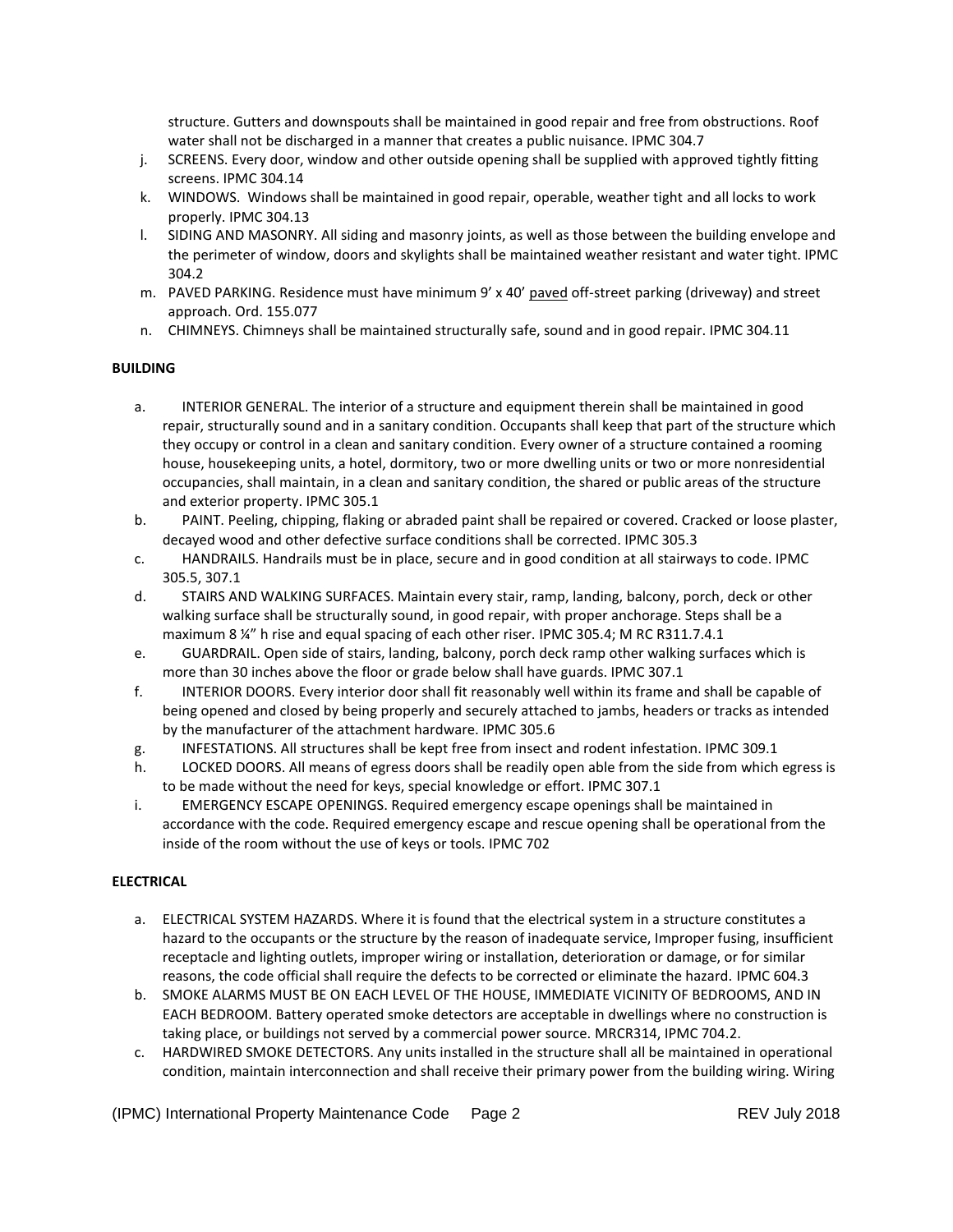structure. Gutters and downspouts shall be maintained in good repair and free from obstructions. Roof water shall not be discharged in a manner that creates a public nuisance. IPMC 304.7

j. SCREENS. Every door, window and other outside opening shall be supplied with approved tightly fitting screens. IPMC 304.14
k. WINDOWS. Windows shall be maintained in good repair, operable, weather tight and all locks to work properly. IPMC 304.13
l. SIDING AND MASONRY. All siding and masonry joints, as well as those between the building envelope and the perimeter of window, doors and skylights shall be maintained weather resistant and water tight. IPMC 304.2
m. PAVED PARKING. Residence must have minimum 9' x 40' paved off-street parking (driveway) and street approach. Ord. 155.077
n. CHIMNEYS. Chimneys shall be maintained structurally safe, sound and in good repair. IPMC 304.11

**BUILDING**

a. INTERIOR GENERAL. The interior of a structure and equipment therein shall be maintained in good repair, structurally sound and in a sanitary condition. Occupants shall keep that part of the structure which they occupy or control in a clean and sanitary condition. Every owner of a structure contained a rooming house, housekeeping units, a hotel, dormitory, two or more dwelling units or two or more nonresidential occupancies, shall maintain, in a clean and sanitary condition, the shared or public areas of the structure and exterior property. IPMC 305.1
b. PAINT. Peeling, chipping, flaking or abraded paint shall be repaired or covered. Cracked or loose plaster, decayed wood and other defective surface conditions shall be corrected. IPMC 305.3
c. HANDRAILS. Handrails must be in place, secure and in good condition at all stairways to code. IPMC 305.5, 307.1
d. STAIRS AND WALKING SURFACES. Maintain every stair, ramp, landing, balcony, porch, deck or other walking surface shall be structurally sound, in good repair, with proper anchorage. Steps shall be a maximum 8 ¼" h rise and equal spacing of each other riser. IPMC 305.4; M RC R311.7.4.1
e. GUARDRAIL. Open side of stairs, landing, balcony, porch deck ramp other walking surfaces which is more than 30 inches above the floor or grade below shall have guards. IPMC 307.1
f. INTERIOR DOORS. Every interior door shall fit reasonably well within its frame and shall be capable of being opened and closed by being properly and securely attached to jambs, headers or tracks as intended by the manufacturer of the attachment hardware. IPMC 305.6
g. INFESTATIONS. All structures shall be kept free from insect and rodent infestation. IPMC 309.1
h. LOCKED DOORS. All means of egress doors shall be readily open able from the side from which egress is to be made without the need for keys, special knowledge or effort. IPMC 307.1
i. EMERGENCY ESCAPE OPENINGS. Required emergency escape openings shall be maintained in accordance with the code. Required emergency escape and rescue opening shall be operational from the inside of the room without the use of keys or tools. IPMC 702

**ELECTRICAL**

a. ELECTRICAL SYSTEM HAZARDS. Where it is found that the electrical system in a structure constitutes a hazard to the occupants or the structure by the reason of inadequate service, Improper fusing, insufficient receptacle and lighting outlets, improper wiring or installation, deterioration or damage, or for similar reasons, the code official shall require the defects to be corrected or eliminate the hazard. IPMC 604.3
b. SMOKE ALARMS MUST BE ON EACH LEVEL OF THE HOUSE, IMMEDIATE VICINITY OF BEDROOMS, AND IN EACH BEDROOM. Battery operated smoke detectors are acceptable in dwellings where no construction is taking place, or buildings not served by a commercial power source. MRCR314, IPMC 704.2.
c. HARDWIRED SMOKE DETECTORS. Any units installed in the structure shall all be maintained in operational condition, maintain interconnection and shall receive their primary power from the building wiring. Wiring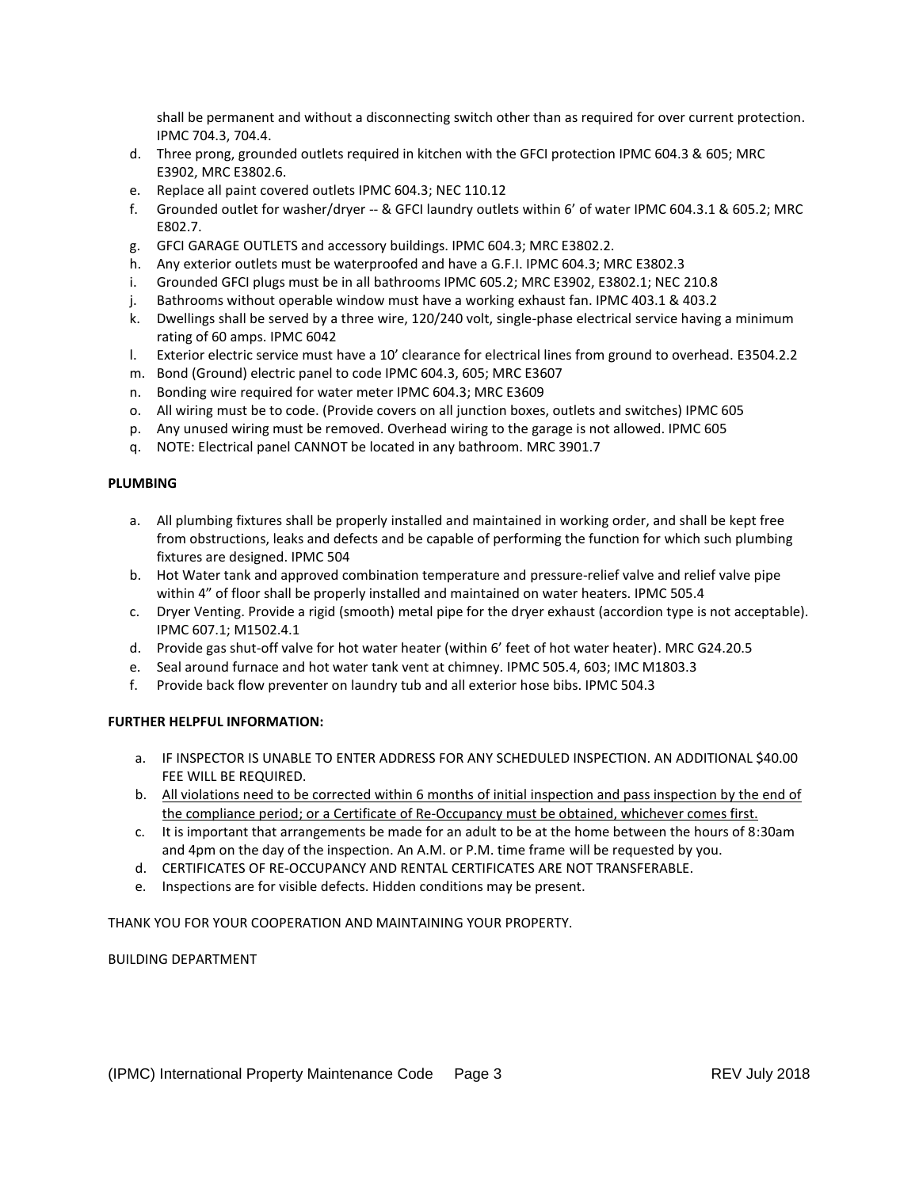shall be permanent and without a disconnecting switch other than as required for over current protection. IPMC 704.3, 704.4.

d. Three prong, grounded outlets required in kitchen with the GFCI protection IPMC 604.3 & 605; MRC E3902, MRC E3802.6.
e. Replace all paint covered outlets IPMC 604.3; NEC 110.12
f. Grounded outlet for washer/dryer -- & GFCI laundry outlets within 6' of water IPMC 604.3.1 & 605.2; MRC E802.7.
g. GFCI GARAGE OUTLETS and accessory buildings. IPMC 604.3; MRC E3802.2.
h. Any exterior outlets must be waterproofed and have a G.F.I. IPMC 604.3; MRC E3802.3
i. Grounded GFCI plugs must be in all bathrooms IPMC 605.2; MRC E3902, E3802.1; NEC 210.8
j. Bathrooms without operable window must have a working exhaust fan. IPMC 403.1 & 403.2
k. Dwellings shall be served by a three wire, 120/240 volt, single-phase electrical service having a minimum rating of 60 amps. IPMC 6042
l. Exterior electric service must have a 10' clearance for electrical lines from ground to overhead. E3504.2.2
m. Bond (Ground) electric panel to code IPMC 604.3, 605; MRC E3607
n. Bonding wire required for water meter IPMC 604.3; MRC E3609
o. All wiring must be to code. (Provide covers on all junction boxes, outlets and switches) IPMC 605
p. Any unused wiring must be removed. Overhead wiring to the garage is not allowed. IPMC 605
q. NOTE: Electrical panel CANNOT be located in any bathroom. MRC 3901.7

**PLUMBING**

a. All plumbing fixtures shall be properly installed and maintained in working order, and shall be kept free from obstructions, leaks and defects and be capable of performing the function for which such plumbing fixtures are designed. IPMC 504
b. Hot Water tank and approved combination temperature and pressure-relief valve and relief valve pipe within 4" of floor shall be properly installed and maintained on water heaters. IPMC 505.4
c. Dryer Venting. Provide a rigid (smooth) metal pipe for the dryer exhaust (accordion type is not acceptable). IPMC 607.1; M1502.4.1
d. Provide gas shut-off valve for hot water heater (within 6' feet of hot water heater). MRC G24.20.5
e. Seal around furnace and hot water tank vent at chimney. IPMC 505.4, 603; IMC M1803.3
f. Provide back flow preventer on laundry tub and all exterior hose bibs. IPMC 504.3

**FURTHER HELPFUL INFORMATION:**

a. IF INSPECTOR IS UNABLE TO ENTER ADDRESS FOR ANY SCHEDULED INSPECTION. AN ADDITIONAL $40.00 FEE WILL BE REQUIRED.
b. <u>All violations need to be corrected within 6 months of initial inspection and pass inspection by the end of the compliance period; or a Certificate of Re-Occupancy must be obtained, whichever comes first.</u>
c. It is important that arrangements be made for an adult to be at the home between the hours of 8:30am and 4pm on the day of the inspection. An A.M. or P.M. time frame will be requested by you.
d. CERTIFICATES OF RE-OCCUPANCY AND RENTAL CERTIFICATES ARE NOT TRANSFERABLE.
e. Inspections are for visible defects. Hidden conditions may be present.

THANK YOU FOR YOUR COOPERATION AND MAINTAINING YOUR PROPERTY.

BUILDING DEPARTMENT